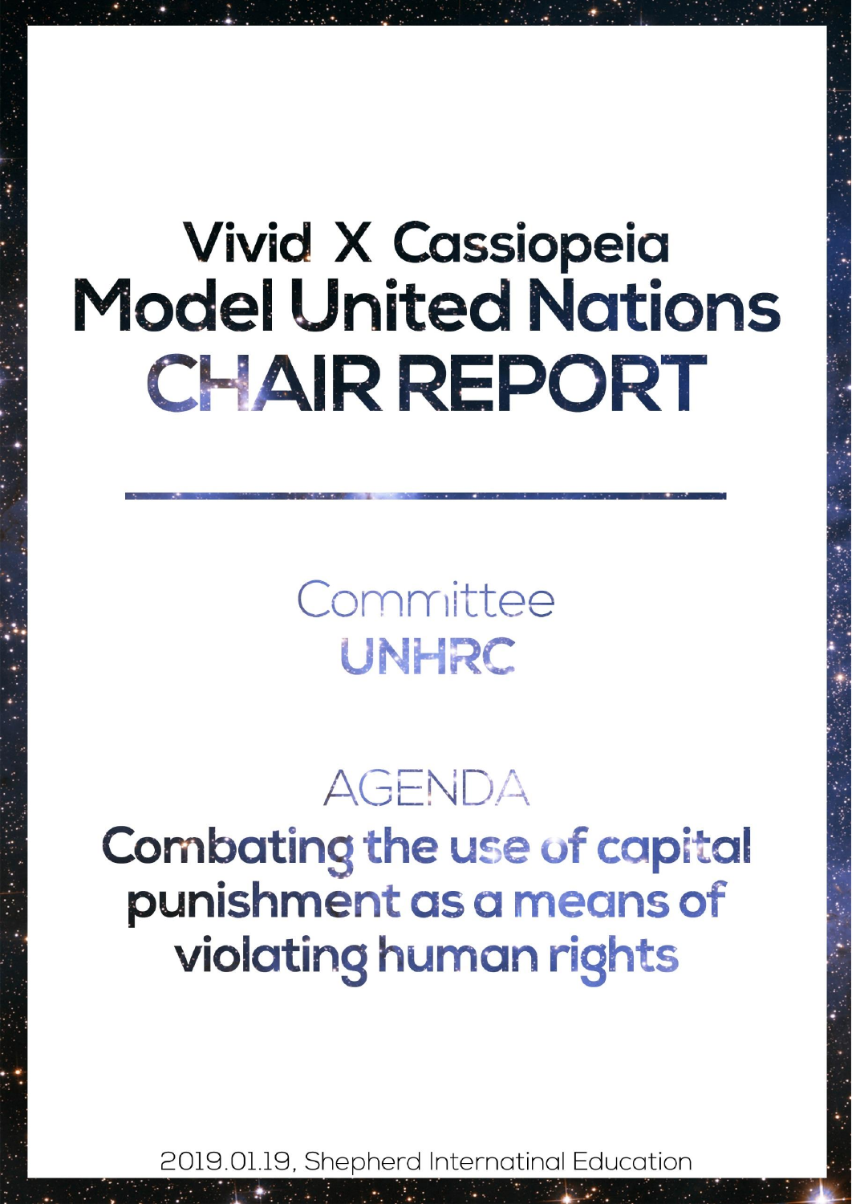# Vivid X Cassiopeia Model United Nations CHAIR REPORT

---

Committee

**UNHRC**

AGENDA

**Combating the use of capital punishment as a means of violating human rights**

2019.01.19, Shepherd Internatinal Education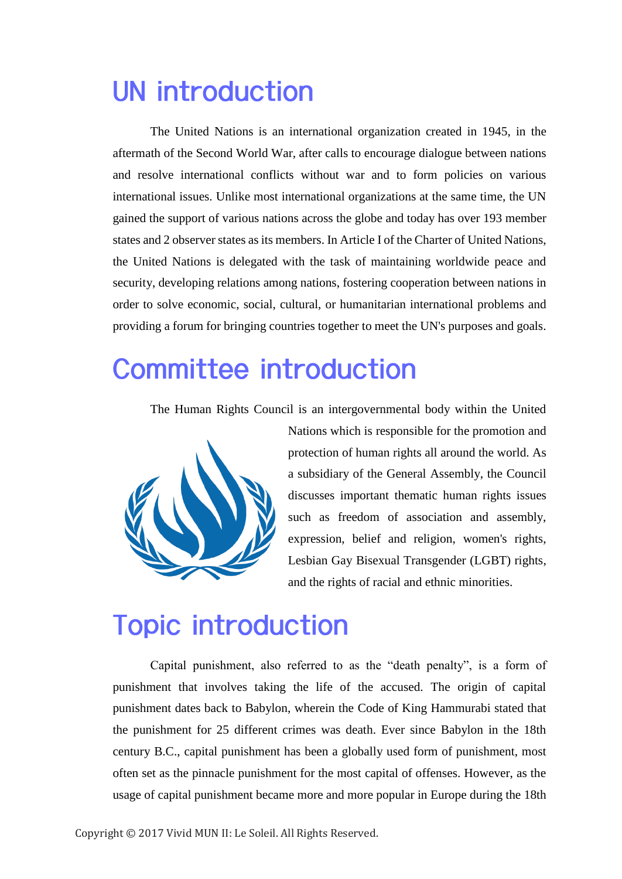# UN introduction

The United Nations is an international organization created in 1945, in the aftermath of the Second World War, after calls to encourage dialogue between nations and resolve international conflicts without war and to form policies on various international issues. Unlike most international organizations at the same time, the UN gained the support of various nations across the globe and today has over 193 member states and 2 observer states as its members. In Article I of the Charter of United Nations, the United Nations is delegated with the task of maintaining worldwide peace and security, developing relations among nations, fostering cooperation between nations in order to solve economic, social, cultural, or humanitarian international problems and providing a forum for bringing countries together to meet the UN's purposes and goals.

# Committee introduction

The Human Rights Council is an intergovernmental body within the United Nations which is responsible for the promotion and protection of human rights all around the world. As a subsidiary of the General Assembly, the Council discusses important thematic human rights issues such as freedom of association and assembly, expression, belief and religion, women's rights, Lesbian Gay Bisexual Transgender (LGBT) rights, and the rights of racial and ethnic minorities.

# Topic introduction

Capital punishment, also referred to as the "death penalty", is a form of punishment that involves taking the life of the accused. The origin of capital punishment dates back to Babylon, wherein the Code of King Hammurabi stated that the punishment for 25 different crimes was death. Ever since Babylon in the 18th century B.C., capital punishment has been a globally used form of punishment, most often set as the pinnacle punishment for the most capital of offenses. However, as the usage of capital punishment became more and more popular in Europe during the 18th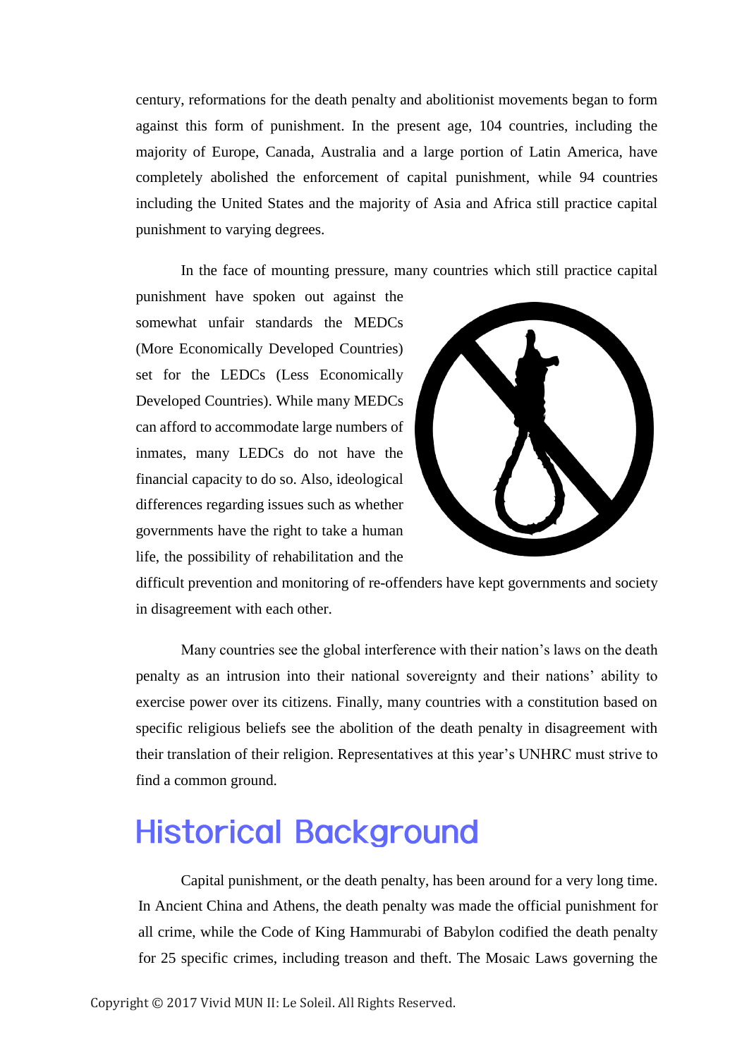century, reformations for the death penalty and abolitionist movements began to form against this form of punishment. In the present age, 104 countries, including the majority of Europe, Canada, Australia and a large portion of Latin America, have completely abolished the enforcement of capital punishment, while 94 countries including the United States and the majority of Asia and Africa still practice capital punishment to varying degrees.

In the face of mounting pressure, many countries which still practice capital punishment have spoken out against the somewhat unfair standards the MEDCs (More Economically Developed Countries) set for the LEDCs (Less Economically Developed Countries). While many MEDCs can afford to accommodate large numbers of inmates, many LEDCs do not have the financial capacity to do so. Also, ideological differences regarding issues such as whether governments have the right to take a human life, the possibility of rehabilitation and the difficult prevention and monitoring of re-offenders have kept governments and society in disagreement with each other.

Many countries see the global interference with their nation's laws on the death penalty as an intrusion into their national sovereignty and their nations' ability to exercise power over its citizens. Finally, many countries with a constitution based on specific religious beliefs see the abolition of the death penalty in disagreement with their translation of their religion. Representatives at this year's UNHRC must strive to find a common ground.

# Historical Background

Capital punishment, or the death penalty, has been around for a very long time. In Ancient China and Athens, the death penalty was made the official punishment for all crime, while the Code of King Hammurabi of Babylon codified the death penalty for 25 specific crimes, including treason and theft. The Mosaic Laws governing the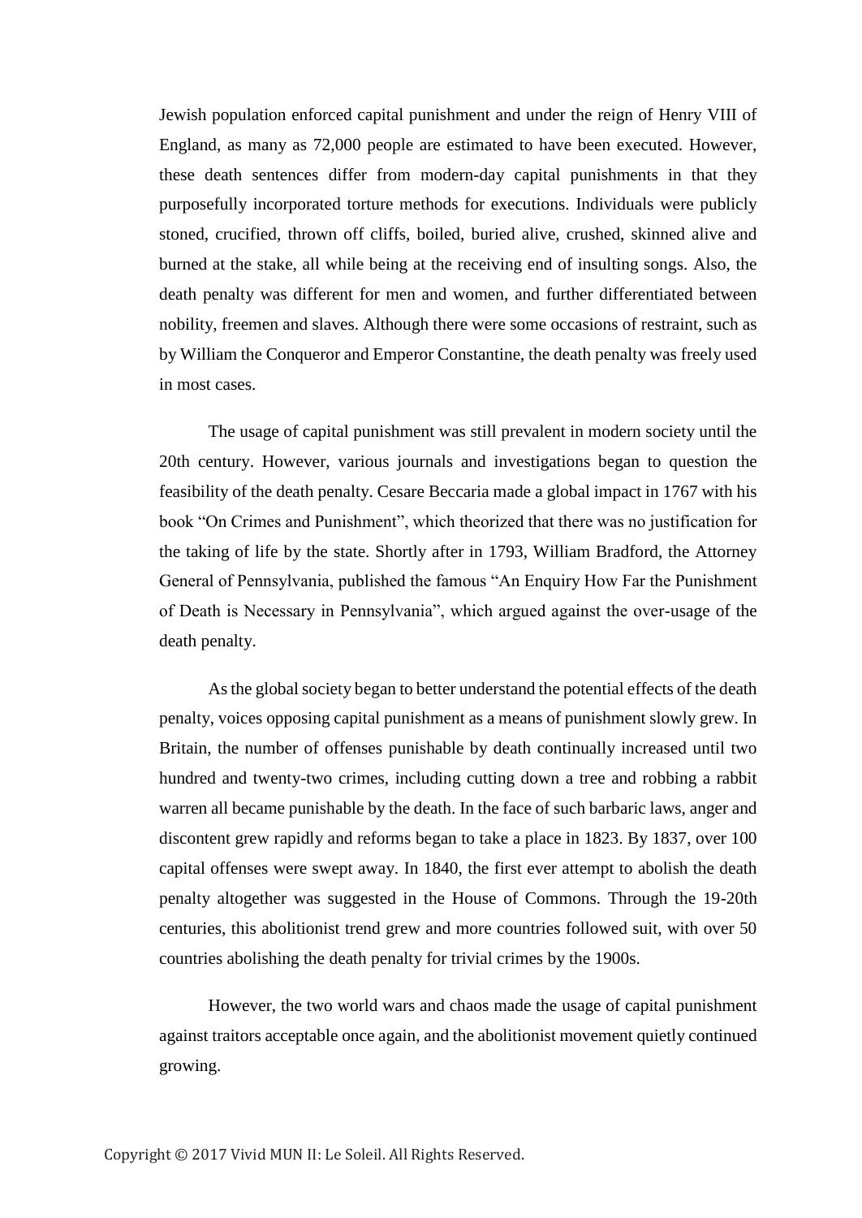Jewish population enforced capital punishment and under the reign of Henry VIII of England, as many as 72,000 people are estimated to have been executed. However, these death sentences differ from modern-day capital punishments in that they purposefully incorporated torture methods for executions. Individuals were publicly stoned, crucified, thrown off cliffs, boiled, buried alive, crushed, skinned alive and burned at the stake, all while being at the receiving end of insulting songs. Also, the death penalty was different for men and women, and further differentiated between nobility, freemen and slaves. Although there were some occasions of restraint, such as by William the Conqueror and Emperor Constantine, the death penalty was freely used in most cases.

The usage of capital punishment was still prevalent in modern society until the 20th century. However, various journals and investigations began to question the feasibility of the death penalty. Cesare Beccaria made a global impact in 1767 with his book "On Crimes and Punishment", which theorized that there was no justification for the taking of life by the state. Shortly after in 1793, William Bradford, the Attorney General of Pennsylvania, published the famous "An Enquiry How Far the Punishment of Death is Necessary in Pennsylvania", which argued against the over-usage of the death penalty.

As the global society began to better understand the potential effects of the death penalty, voices opposing capital punishment as a means of punishment slowly grew. In Britain, the number of offenses punishable by death continually increased until two hundred and twenty-two crimes, including cutting down a tree and robbing a rabbit warren all became punishable by the death. In the face of such barbaric laws, anger and discontent grew rapidly and reforms began to take a place in 1823. By 1837, over 100 capital offenses were swept away. In 1840, the first ever attempt to abolish the death penalty altogether was suggested in the House of Commons. Through the 19-20th centuries, this abolitionist trend grew and more countries followed suit, with over 50 countries abolishing the death penalty for trivial crimes by the 1900s.

However, the two world wars and chaos made the usage of capital punishment against traitors acceptable once again, and the abolitionist movement quietly continued growing.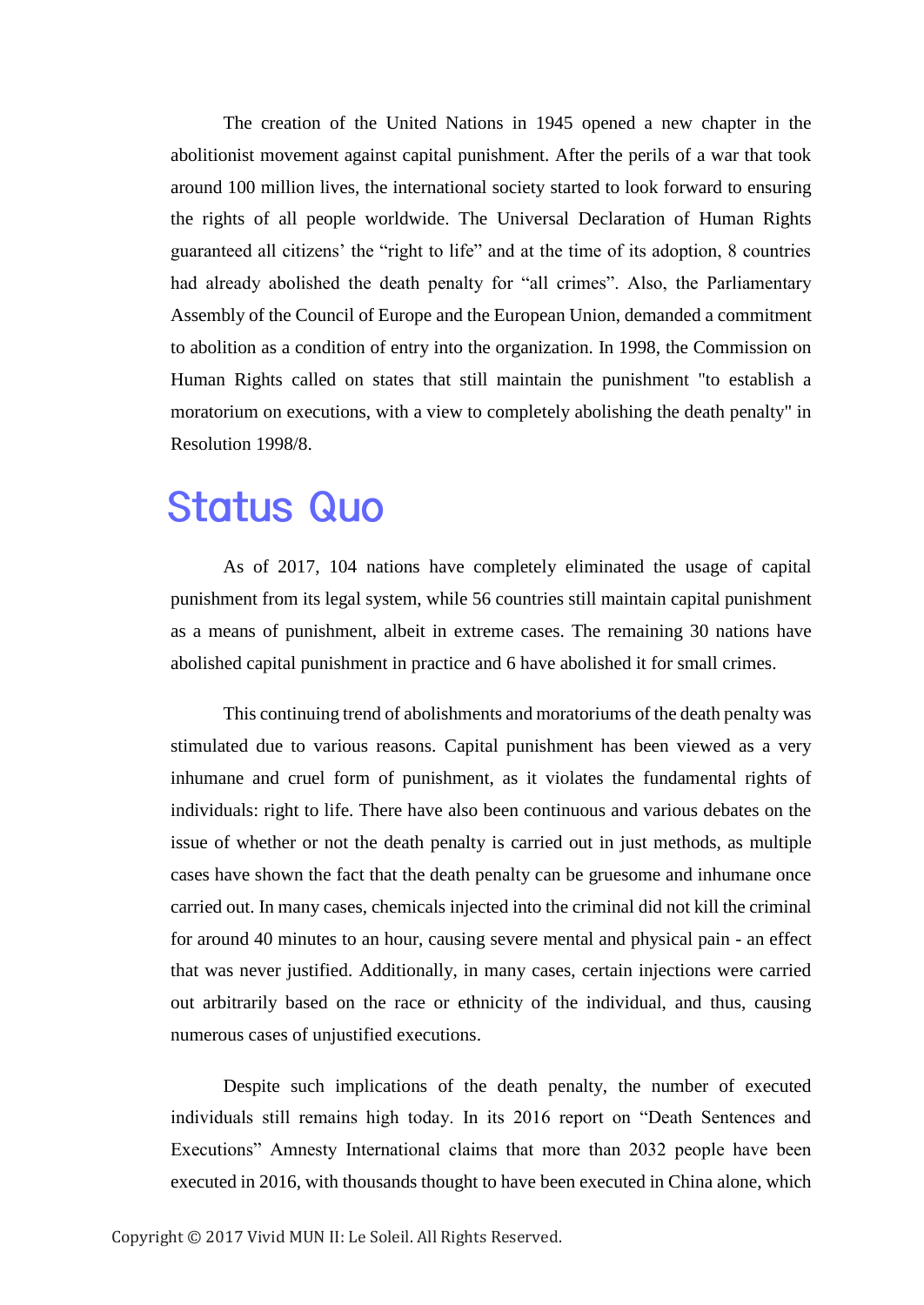The creation of the United Nations in 1945 opened a new chapter in the abolitionist movement against capital punishment. After the perils of a war that took around 100 million lives, the international society started to look forward to ensuring the rights of all people worldwide. The Universal Declaration of Human Rights guaranteed all citizens' the "right to life" and at the time of its adoption, 8 countries had already abolished the death penalty for "all crimes". Also, the Parliamentary Assembly of the Council of Europe and the European Union, demanded a commitment to abolition as a condition of entry into the organization. In 1998, the Commission on Human Rights called on states that still maintain the punishment "to establish a moratorium on executions, with a view to completely abolishing the death penalty" in Resolution 1998/8.

## Status Quo

As of 2017, 104 nations have completely eliminated the usage of capital punishment from its legal system, while 56 countries still maintain capital punishment as a means of punishment, albeit in extreme cases. The remaining 30 nations have abolished capital punishment in practice and 6 have abolished it for small crimes.

This continuing trend of abolishments and moratoriums of the death penalty was stimulated due to various reasons. Capital punishment has been viewed as a very inhumane and cruel form of punishment, as it violates the fundamental rights of individuals: right to life. There have also been continuous and various debates on the issue of whether or not the death penalty is carried out in just methods, as multiple cases have shown the fact that the death penalty can be gruesome and inhumane once carried out. In many cases, chemicals injected into the criminal did not kill the criminal for around 40 minutes to an hour, causing severe mental and physical pain - an effect that was never justified. Additionally, in many cases, certain injections were carried out arbitrarily based on the race or ethnicity of the individual, and thus, causing numerous cases of unjustified executions.

Despite such implications of the death penalty, the number of executed individuals still remains high today. In its 2016 report on "Death Sentences and Executions" Amnesty International claims that more than 2032 people have been executed in 2016, with thousands thought to have been executed in China alone, which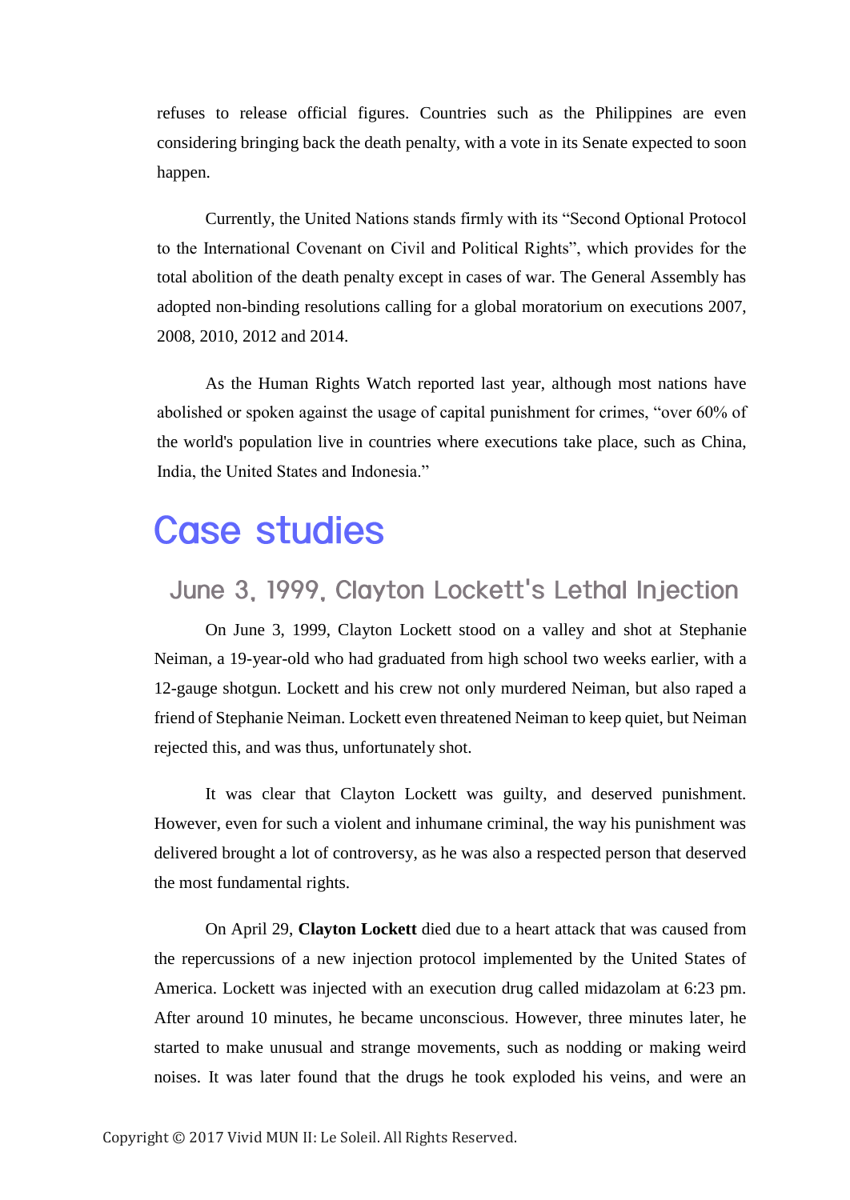refuses to release official figures. Countries such as the Philippines are even considering bringing back the death penalty, with a vote in its Senate expected to soon happen.

Currently, the United Nations stands firmly with its "Second Optional Protocol to the International Covenant on Civil and Political Rights", which provides for the total abolition of the death penalty except in cases of war. The General Assembly has adopted non-binding resolutions calling for a global moratorium on executions 2007, 2008, 2010, 2012 and 2014.

As the Human Rights Watch reported last year, although most nations have abolished or spoken against the usage of capital punishment for crimes, "over 60% of the world's population live in countries where executions take place, such as China, India, the United States and Indonesia."

# Case studies

## June 3, 1999, Clayton Lockett's Lethal Injection

On June 3, 1999, Clayton Lockett stood on a valley and shot at Stephanie Neiman, a 19-year-old who had graduated from high school two weeks earlier, with a 12-gauge shotgun. Lockett and his crew not only murdered Neiman, but also raped a friend of Stephanie Neiman. Lockett even threatened Neiman to keep quiet, but Neiman rejected this, and was thus, unfortunately shot.

It was clear that Clayton Lockett was guilty, and deserved punishment. However, even for such a violent and inhumane criminal, the way his punishment was delivered brought a lot of controversy, as he was also a respected person that deserved the most fundamental rights.

On April 29, **Clayton Lockett** died due to a heart attack that was caused from the repercussions of a new injection protocol implemented by the United States of America. Lockett was injected with an execution drug called midazolam at 6:23 pm. After around 10 minutes, he became unconscious. However, three minutes later, he started to make unusual and strange movements, such as nodding or making weird noises. It was later found that the drugs he took exploded his veins, and were an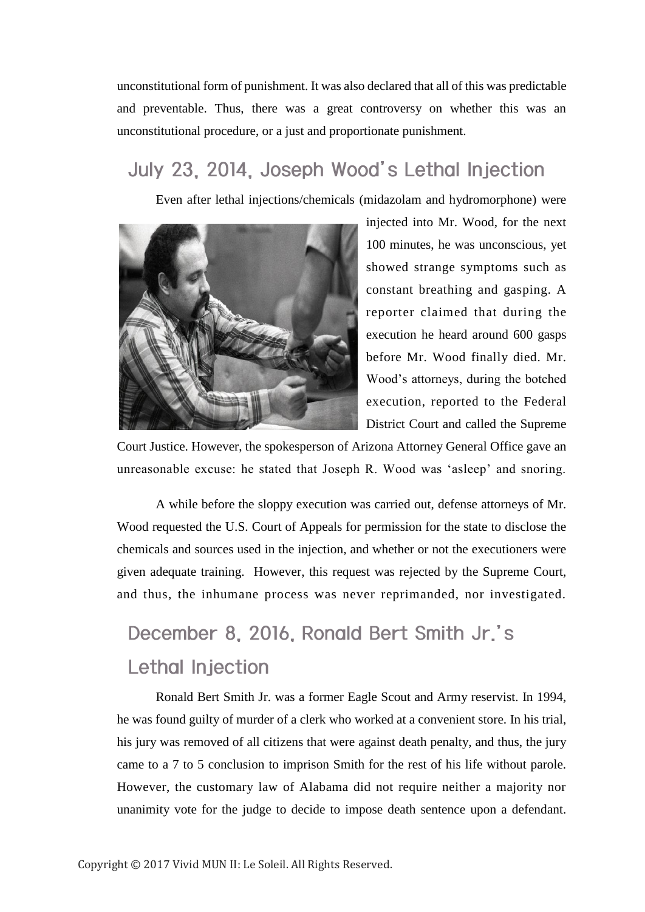unconstitutional form of punishment. It was also declared that all of this was predictable and preventable. Thus, there was a great controversy on whether this was an unconstitutional procedure, or a just and proportionate punishment.

## July 23, 2014, Joseph Wood's Lethal Injection

Even after lethal injections/chemicals (midazolam and hydromorphone) were injected into Mr. Wood, for the next 100 minutes, he was unconscious, yet showed strange symptoms such as constant breathing and gasping. A reporter claimed that during the execution he heard around 600 gasps before Mr. Wood finally died. Mr. Wood's attorneys, during the botched execution, reported to the Federal District Court and called the Supreme Court Justice. However, the spokesperson of Arizona Attorney General Office gave an unreasonable excuse: he stated that Joseph R. Wood was 'asleep' and snoring.

A while before the sloppy execution was carried out, defense attorneys of Mr. Wood requested the U.S. Court of Appeals for permission for the state to disclose the chemicals and sources used in the injection, and whether or not the executioners were given adequate training. However, this request was rejected by the Supreme Court, and thus, the inhumane process was never reprimanded, nor investigated.

## December 8, 2016, Ronald Bert Smith Jr.'s Lethal Injection

Ronald Bert Smith Jr. was a former Eagle Scout and Army reservist. In 1994, he was found guilty of murder of a clerk who worked at a convenient store. In his trial, his jury was removed of all citizens that were against death penalty, and thus, the jury came to a 7 to 5 conclusion to imprison Smith for the rest of his life without parole. However, the customary law of Alabama did not require neither a majority nor unanimity vote for the judge to decide to impose death sentence upon a defendant.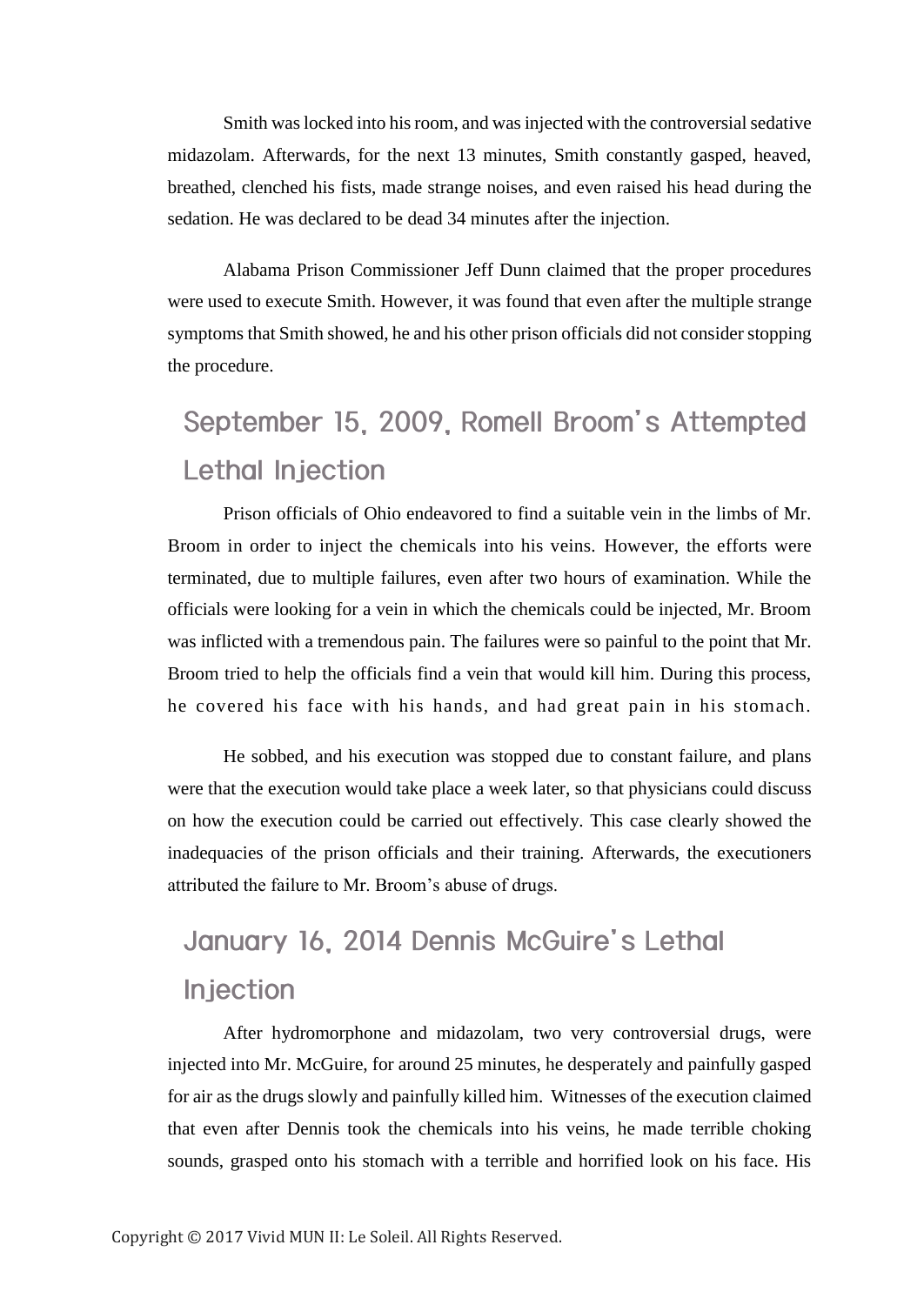Smith was locked into his room, and was injected with the controversial sedative midazolam. Afterwards, for the next 13 minutes, Smith constantly gasped, heaved, breathed, clenched his fists, made strange noises, and even raised his head during the sedation. He was declared to be dead 34 minutes after the injection.

Alabama Prison Commissioner Jeff Dunn claimed that the proper procedures were used to execute Smith. However, it was found that even after the multiple strange symptoms that Smith showed, he and his other prison officials did not consider stopping the procedure.

## September 15, 2009, Romell Broom's Attempted Lethal Injection

Prison officials of Ohio endeavored to find a suitable vein in the limbs of Mr. Broom in order to inject the chemicals into his veins. However, the efforts were terminated, due to multiple failures, even after two hours of examination. While the officials were looking for a vein in which the chemicals could be injected, Mr. Broom was inflicted with a tremendous pain. The failures were so painful to the point that Mr. Broom tried to help the officials find a vein that would kill him. During this process, he covered his face with his hands, and had great pain in his stomach.

He sobbed, and his execution was stopped due to constant failure, and plans were that the execution would take place a week later, so that physicians could discuss on how the execution could be carried out effectively. This case clearly showed the inadequacies of the prison officials and their training. Afterwards, the executioners attributed the failure to Mr. Broom's abuse of drugs.

## January 16, 2014 Dennis McGuire's Lethal Injection

After hydromorphone and midazolam, two very controversial drugs, were injected into Mr. McGuire, for around 25 minutes, he desperately and painfully gasped for air as the drugs slowly and painfully killed him. Witnesses of the execution claimed that even after Dennis took the chemicals into his veins, he made terrible choking sounds, grasped onto his stomach with a terrible and horrified look on his face. His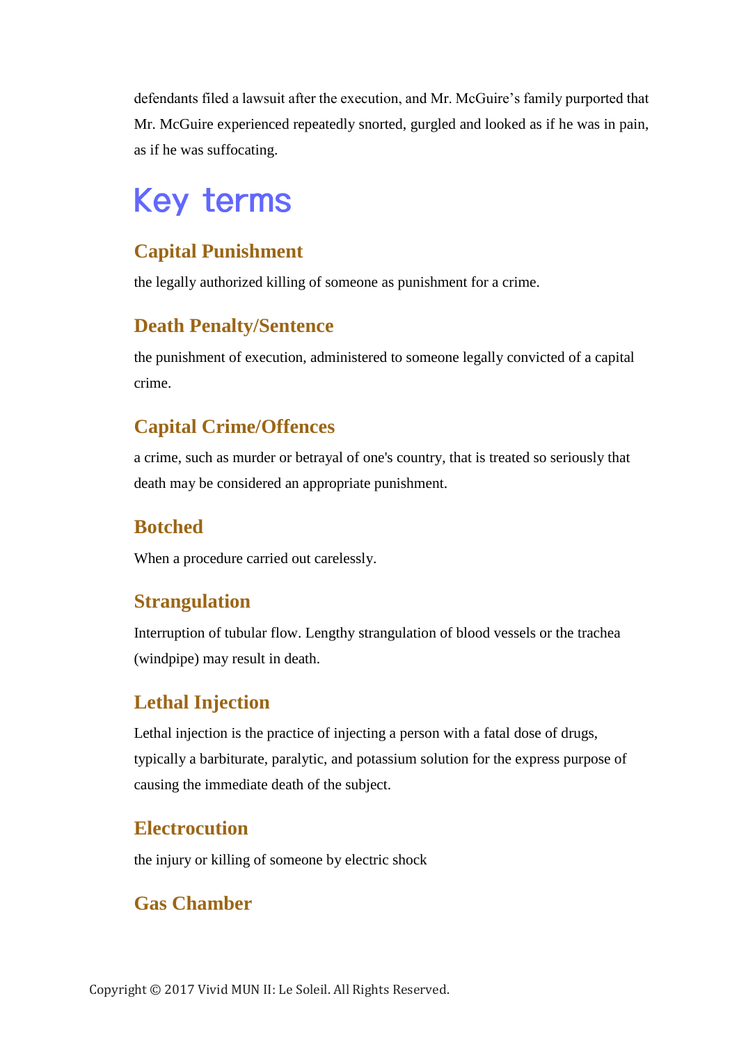defendants filed a lawsuit after the execution, and Mr. McGuire's family purported that Mr. McGuire experienced repeatedly snorted, gurgled and looked as if he was in pain, as if he was suffocating.

# Key terms

## Capital Punishment

the legally authorized killing of someone as punishment for a crime.

## Death Penalty/Sentence

the punishment of execution, administered to someone legally convicted of a capital crime.

## Capital Crime/Offences

a crime, such as murder or betrayal of one's country, that is treated so seriously that death may be considered an appropriate punishment.

## Botched

When a procedure carried out carelessly.

## Strangulation

Interruption of tubular flow. Lengthy strangulation of blood vessels or the trachea (windpipe) may result in death.

## Lethal Injection

Lethal injection is the practice of injecting a person with a fatal dose of drugs, typically a barbiturate, paralytic, and potassium solution for the express purpose of causing the immediate death of the subject.

## Electrocution

the injury or killing of someone by electric shock

## Gas Chamber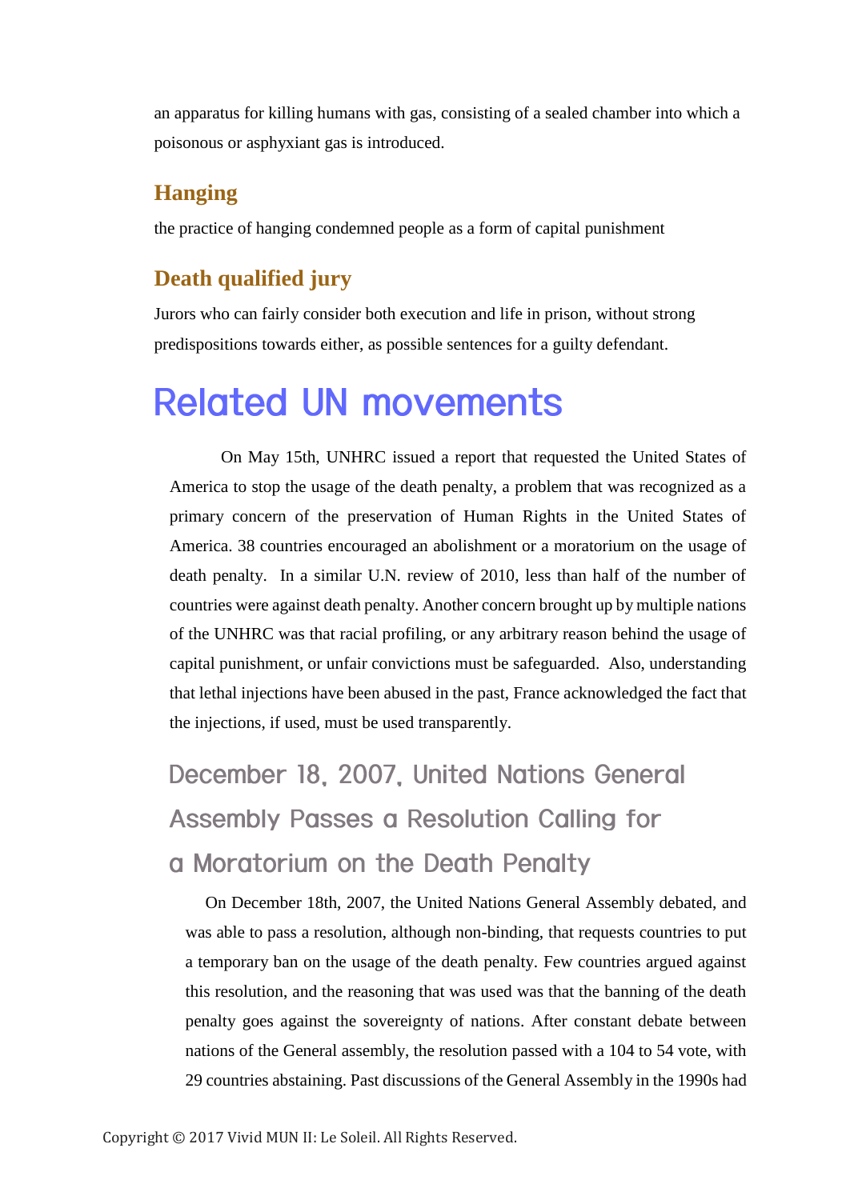an apparatus for killing humans with gas, consisting of a sealed chamber into which a poisonous or asphyxiant gas is introduced.

### Hanging

the practice of hanging condemned people as a form of capital punishment

### Death qualified jury

Jurors who can fairly consider both execution and life in prison, without strong predispositions towards either, as possible sentences for a guilty defendant.

# Related UN movements

On May 15th, UNHRC issued a report that requested the United States of America to stop the usage of the death penalty, a problem that was recognized as a primary concern of the preservation of Human Rights in the United States of America. 38 countries encouraged an abolishment or a moratorium on the usage of death penalty. In a similar U.N. review of 2010, less than half of the number of countries were against death penalty. Another concern brought up by multiple nations of the UNHRC was that racial profiling, or any arbitrary reason behind the usage of capital punishment, or unfair convictions must be safeguarded. Also, understanding that lethal injections have been abused in the past, France acknowledged the fact that the injections, if used, must be used transparently.

## December 18, 2007, United Nations General Assembly Passes a Resolution Calling for a Moratorium on the Death Penalty

On December 18th, 2007, the United Nations General Assembly debated, and was able to pass a resolution, although non-binding, that requests countries to put a temporary ban on the usage of the death penalty. Few countries argued against this resolution, and the reasoning that was used was that the banning of the death penalty goes against the sovereignty of nations. After constant debate between nations of the General assembly, the resolution passed with a 104 to 54 vote, with 29 countries abstaining. Past discussions of the General Assembly in the 1990s had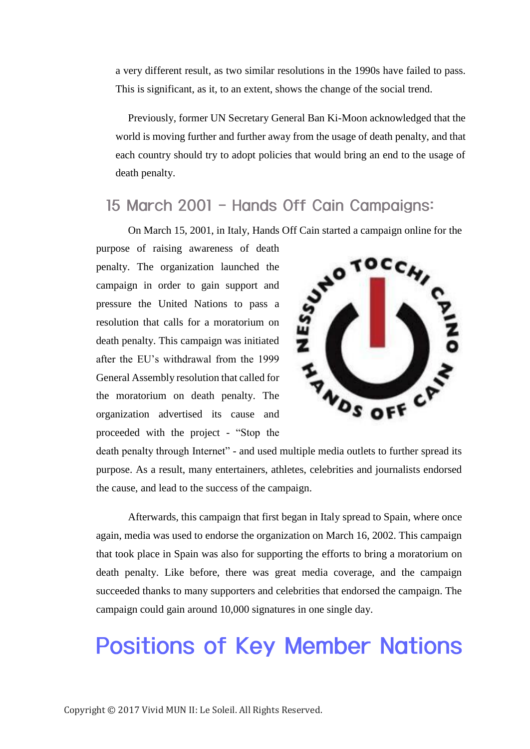a very different result, as two similar resolutions in the 1990s have failed to pass. This is significant, as it, to an extent, shows the change of the social trend.

Previously, former UN Secretary General Ban Ki-Moon acknowledged that the world is moving further and further away from the usage of death penalty, and that each country should try to adopt policies that would bring an end to the usage of death penalty.

### 15 March 2001 – Hands Off Cain Campaigns:

On March 15, 2001, in Italy, Hands Off Cain started a campaign online for the purpose of raising awareness of death penalty. The organization launched the campaign in order to gain support and pressure the United Nations to pass a resolution that calls for a moratorium on death penalty. This campaign was initiated after the EU's withdrawal from the 1999 General Assembly resolution that called for the moratorium on death penalty. The organization advertised its cause and proceeded with the project - "Stop the death penalty through Internet" - and used multiple media outlets to further spread its purpose. As a result, many entertainers, athletes, celebrities and journalists endorsed the cause, and lead to the success of the campaign.

Afterwards, this campaign that first began in Italy spread to Spain, where once again, media was used to endorse the organization on March 16, 2002. This campaign that took place in Spain was also for supporting the efforts to bring a moratorium on death penalty. Like before, there was great media coverage, and the campaign succeeded thanks to many supporters and celebrities that endorsed the campaign. The campaign could gain around 10,000 signatures in one single day.

# Positions of Key Member Nations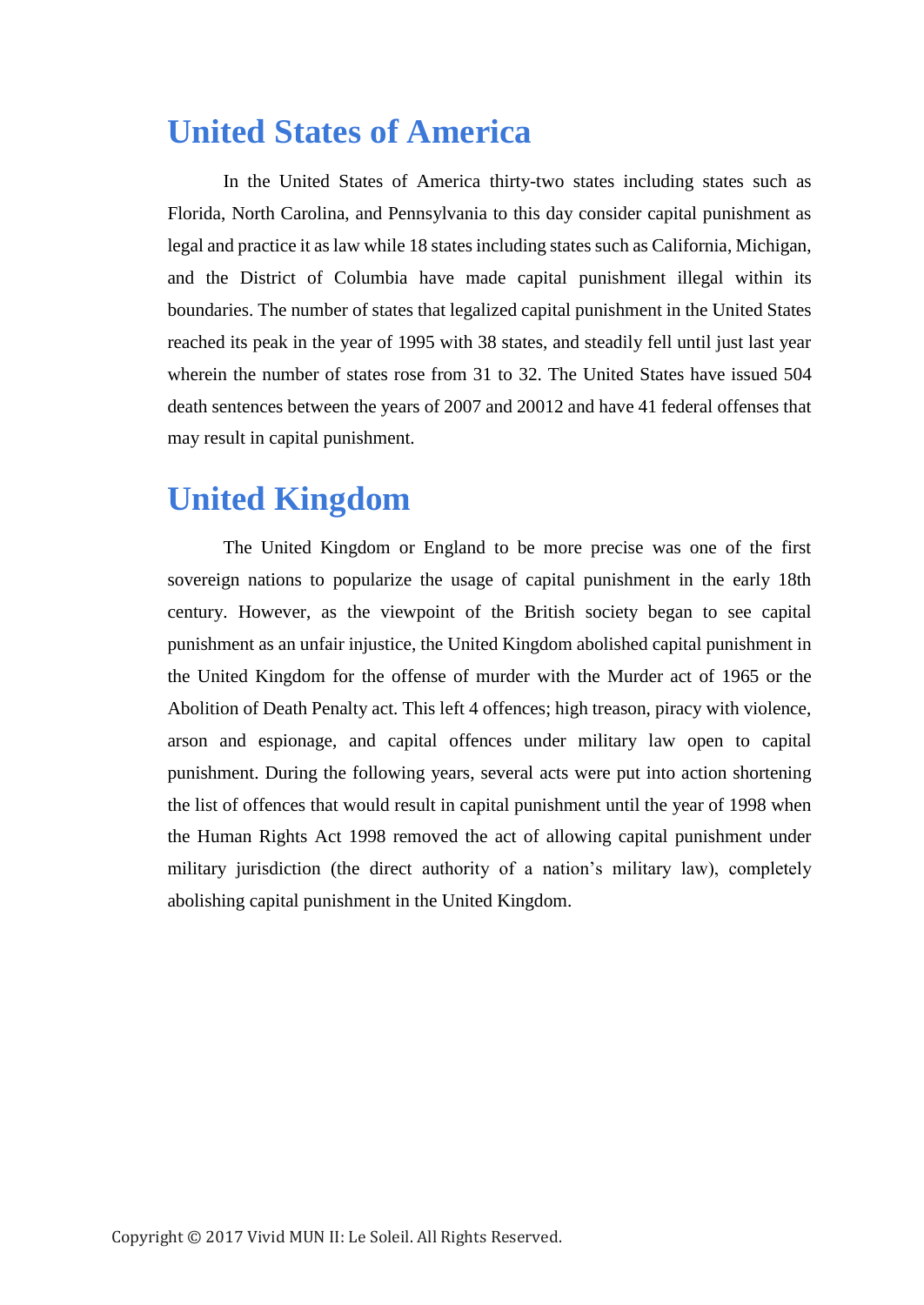# United States of America

In the United States of America thirty-two states including states such as Florida, North Carolina, and Pennsylvania to this day consider capital punishment as legal and practice it as law while 18 states including states such as California, Michigan, and the District of Columbia have made capital punishment illegal within its boundaries. The number of states that legalized capital punishment in the United States reached its peak in the year of 1995 with 38 states, and steadily fell until just last year wherein the number of states rose from 31 to 32. The United States have issued 504 death sentences between the years of 2007 and 20012 and have 41 federal offenses that may result in capital punishment.

# United Kingdom

The United Kingdom or England to be more precise was one of the first sovereign nations to popularize the usage of capital punishment in the early 18th century. However, as the viewpoint of the British society began to see capital punishment as an unfair injustice, the United Kingdom abolished capital punishment in the United Kingdom for the offense of murder with the Murder act of 1965 or the Abolition of Death Penalty act. This left 4 offences; high treason, piracy with violence, arson and espionage, and capital offences under military law open to capital punishment. During the following years, several acts were put into action shortening the list of offences that would result in capital punishment until the year of 1998 when the Human Rights Act 1998 removed the act of allowing capital punishment under military jurisdiction (the direct authority of a nation's military law), completely abolishing capital punishment in the United Kingdom.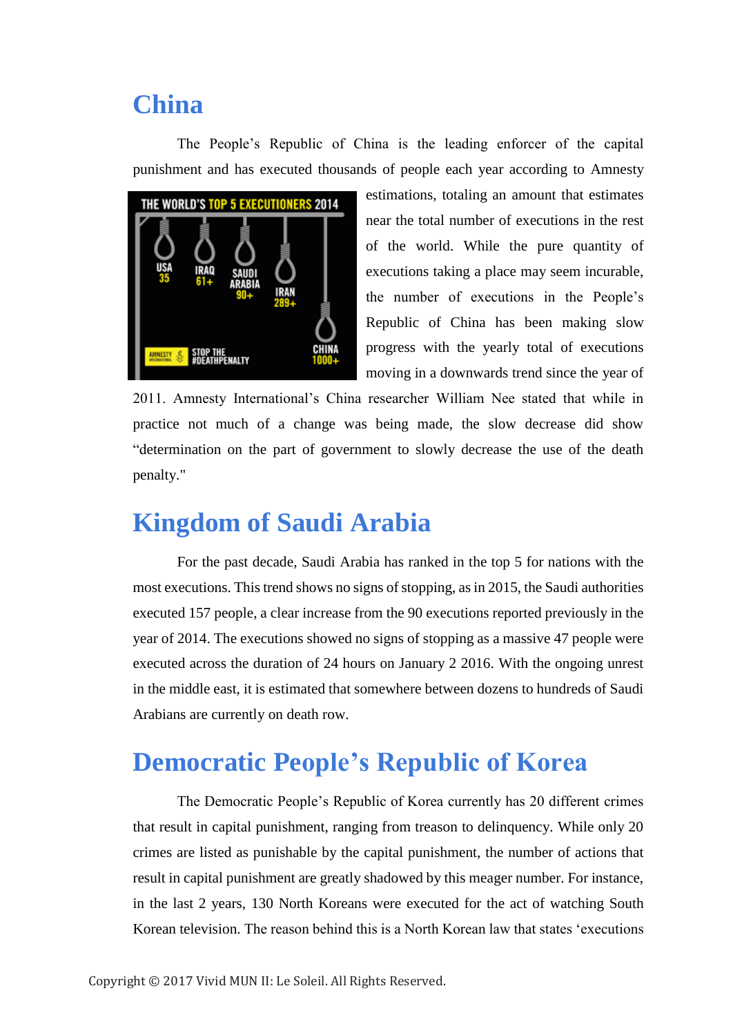## China

The People's Republic of China is the leading enforcer of the capital punishment and has executed thousands of people each year according to Amnesty estimations, totaling an amount that estimates near the total number of executions in the rest of the world. While the pure quantity of executions taking a place may seem incurable, the number of executions in the People's Republic of China has been making slow progress with the yearly total of executions moving in a downwards trend since the year of 2011. Amnesty International's China researcher William Nee stated that while in practice not much of a change was being made, the slow decrease did show "determination on the part of government to slowly decrease the use of the death penalty."

## Kingdom of Saudi Arabia

For the past decade, Saudi Arabia has ranked in the top 5 for nations with the most executions. This trend shows no signs of stopping, as in 2015, the Saudi authorities executed 157 people, a clear increase from the 90 executions reported previously in the year of 2014. The executions showed no signs of stopping as a massive 47 people were executed across the duration of 24 hours on January 2 2016. With the ongoing unrest in the middle east, it is estimated that somewhere between dozens to hundreds of Saudi Arabians are currently on death row.

## Democratic People's Republic of Korea

The Democratic People's Republic of Korea currently has 20 different crimes that result in capital punishment, ranging from treason to delinquency. While only 20 crimes are listed as punishable by the capital punishment, the number of actions that result in capital punishment are greatly shadowed by this meager number. For instance, in the last 2 years, 130 North Koreans were executed for the act of watching South Korean television. The reason behind this is a North Korean law that states 'executions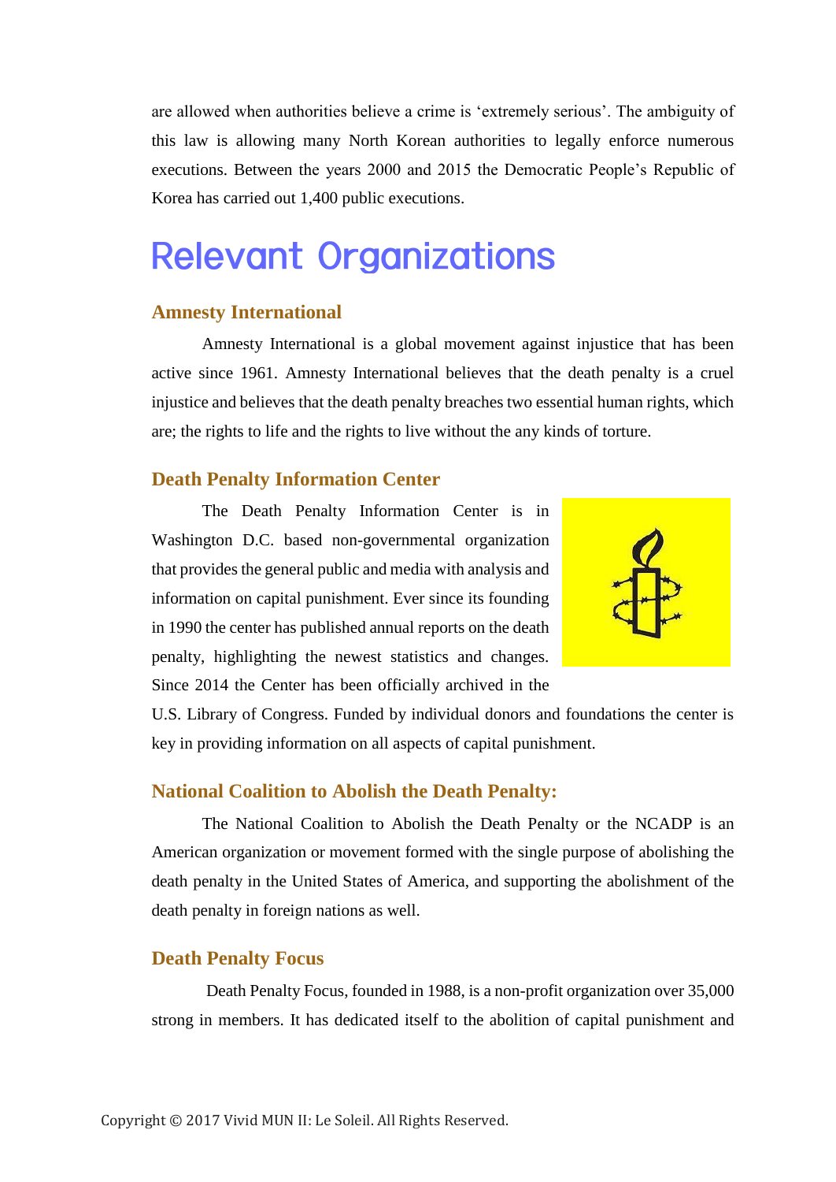are allowed when authorities believe a crime is 'extremely serious'. The ambiguity of this law is allowing many North Korean authorities to legally enforce numerous executions. Between the years 2000 and 2015 the Democratic People's Republic of Korea has carried out 1,400 public executions.

# Relevant Organizations

### Amnesty International

Amnesty International is a global movement against injustice that has been active since 1961. Amnesty International believes that the death penalty is a cruel injustice and believes that the death penalty breaches two essential human rights, which are; the rights to life and the rights to live without the any kinds of torture.

### Death Penalty Information Center

The Death Penalty Information Center is in Washington D.C. based non-governmental organization that provides the general public and media with analysis and information on capital punishment. Ever since its founding in 1990 the center has published annual reports on the death penalty, highlighting the newest statistics and changes. Since 2014 the Center has been officially archived in the U.S. Library of Congress. Funded by individual donors and foundations the center is key in providing information on all aspects of capital punishment.

### National Coalition to Abolish the Death Penalty:

The National Coalition to Abolish the Death Penalty or the NCADP is an American organization or movement formed with the single purpose of abolishing the death penalty in the United States of America, and supporting the abolishment of the death penalty in foreign nations as well.

### Death Penalty Focus

Death Penalty Focus, founded in 1988, is a non-profit organization over 35,000 strong in members. It has dedicated itself to the abolition of capital punishment and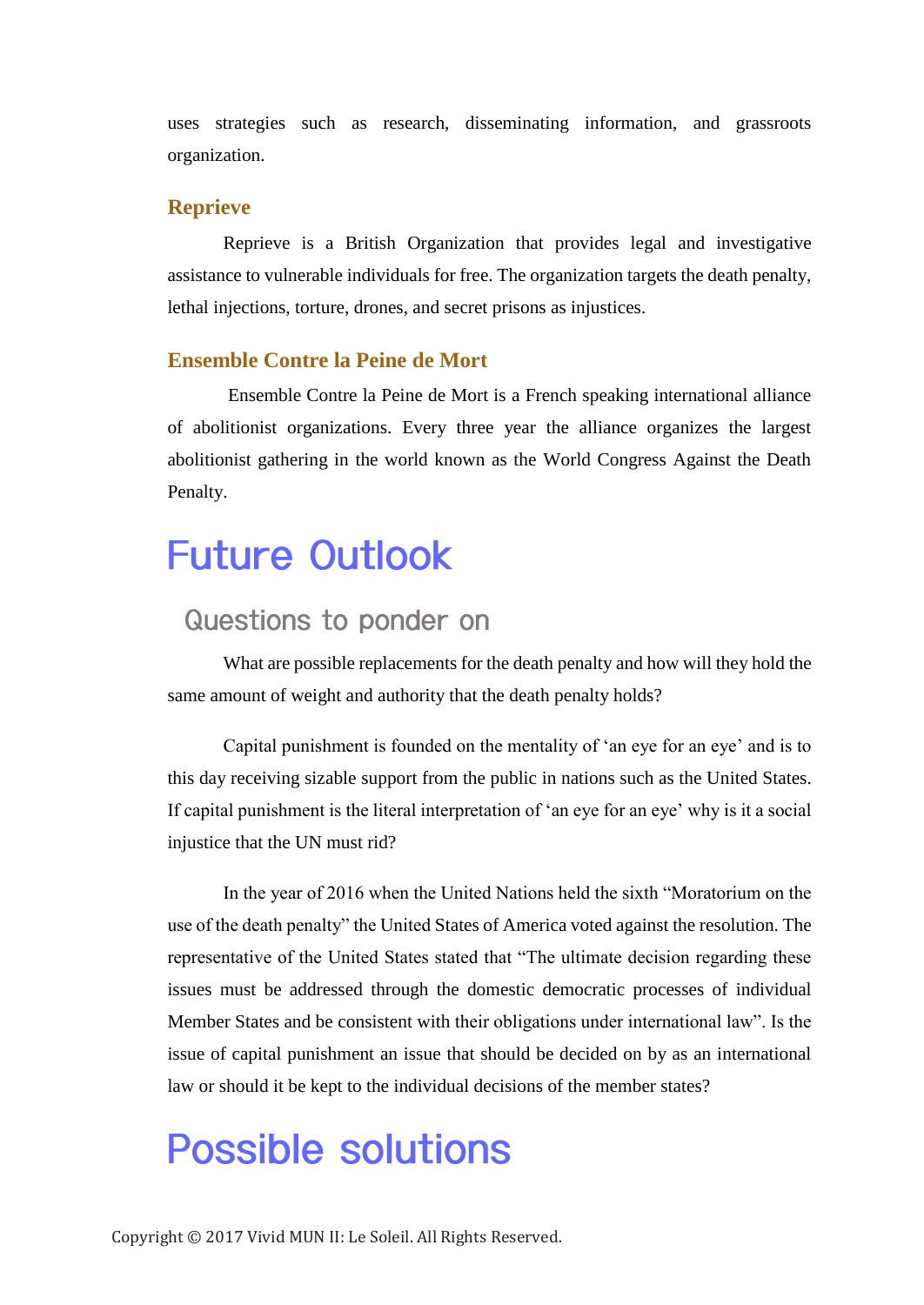uses strategies such as research, disseminating information, and grassroots organization.

### Reprieve

Reprieve is a British Organization that provides legal and investigative assistance to vulnerable individuals for free. The organization targets the death penalty, lethal injections, torture, drones, and secret prisons as injustices.

### Ensemble Contre la Peine de Mort

Ensemble Contre la Peine de Mort is a French speaking international alliance of abolitionist organizations. Every three year the alliance organizes the largest abolitionist gathering in the world known as the World Congress Against the Death Penalty.

# Future Outlook

## Questions to ponder on

What are possible replacements for the death penalty and how will they hold the same amount of weight and authority that the death penalty holds?

Capital punishment is founded on the mentality of 'an eye for an eye' and is to this day receiving sizable support from the public in nations such as the United States. If capital punishment is the literal interpretation of 'an eye for an eye' why is it a social injustice that the UN must rid?

In the year of 2016 when the United Nations held the sixth "Moratorium on the use of the death penalty" the United States of America voted against the resolution. The representative of the United States stated that "The ultimate decision regarding these issues must be addressed through the domestic democratic processes of individual Member States and be consistent with their obligations under international law". Is the issue of capital punishment an issue that should be decided on by as an international law or should it be kept to the individual decisions of the member states?

# Possible solutions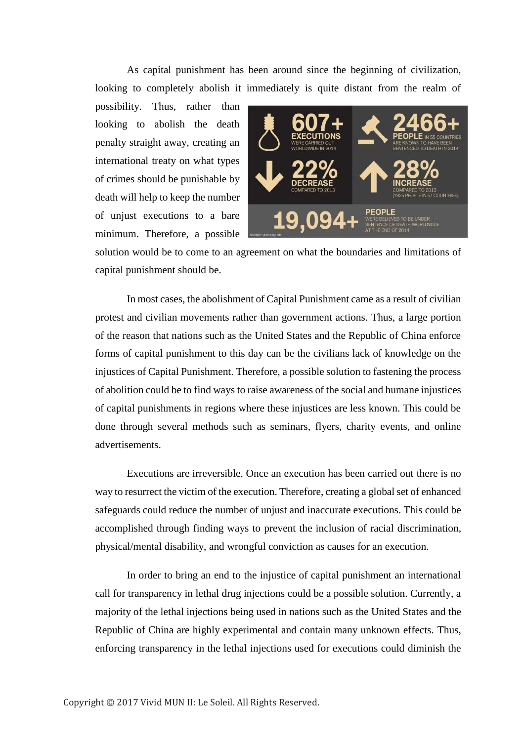As capital punishment has been around since the beginning of civilization, looking to completely abolish it immediately is quite distant from the realm of possibility. Thus, rather than looking to abolish the death penalty straight away, creating an international treaty on what types of crimes should be punishable by death will help to keep the number of unjust executions to a bare minimum. Therefore, a possible solution would be to come to an agreement on what the boundaries and limitations of capital punishment should be.

In most cases, the abolishment of Capital Punishment came as a result of civilian protest and civilian movements rather than government actions. Thus, a large portion of the reason that nations such as the United States and the Republic of China enforce forms of capital punishment to this day can be the civilians lack of knowledge on the injustices of Capital Punishment. Therefore, a possible solution to fastening the process of abolition could be to find ways to raise awareness of the social and humane injustices of capital punishments in regions where these injustices are less known. This could be done through several methods such as seminars, flyers, charity events, and online advertisements.

Executions are irreversible. Once an execution has been carried out there is no way to resurrect the victim of the execution. Therefore, creating a global set of enhanced safeguards could reduce the number of unjust and inaccurate executions. This could be accomplished through finding ways to prevent the inclusion of racial discrimination, physical/mental disability, and wrongful conviction as causes for an execution.

In order to bring an end to the injustice of capital punishment an international call for transparency in lethal drug injections could be a possible solution. Currently, a majority of the lethal injections being used in nations such as the United States and the Republic of China are highly experimental and contain many unknown effects. Thus, enforcing transparency in the lethal injections used for executions could diminish the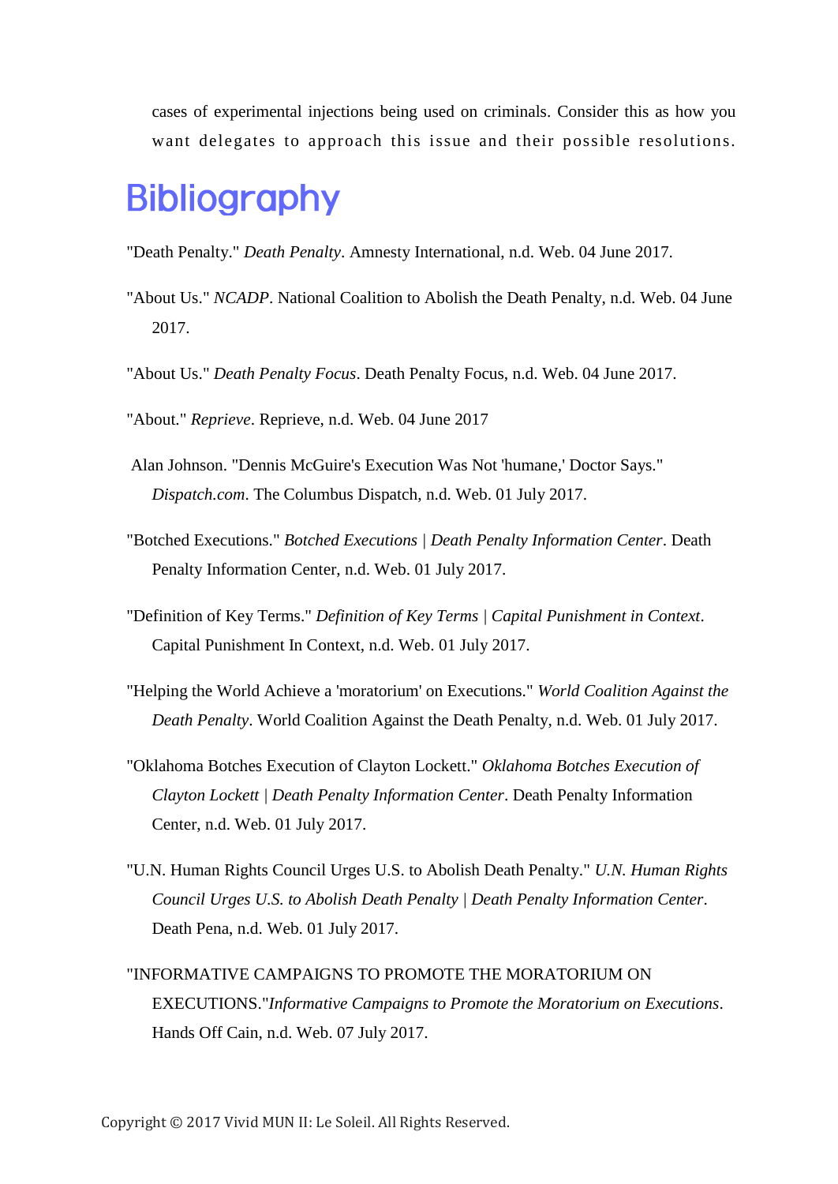cases of experimental injections being used on criminals. Consider this as how you want delegates to approach this issue and their possible resolutions.

# Bibliography

"Death Penalty." *Death Penalty*. Amnesty International, n.d. Web. 04 June 2017.

"About Us." *NCADP*. National Coalition to Abolish the Death Penalty, n.d. Web. 04 June 2017.

"About Us." *Death Penalty Focus*. Death Penalty Focus, n.d. Web. 04 June 2017.

"About." *Reprieve*. Reprieve, n.d. Web. 04 June 2017

Alan Johnson. "Dennis McGuire's Execution Was Not 'humane,' Doctor Says." *Dispatch.com*. The Columbus Dispatch, n.d. Web. 01 July 2017.

"Botched Executions." *Botched Executions | Death Penalty Information Center*. Death Penalty Information Center, n.d. Web. 01 July 2017.

"Definition of Key Terms." *Definition of Key Terms | Capital Punishment in Context*. Capital Punishment In Context, n.d. Web. 01 July 2017.

"Helping the World Achieve a 'moratorium' on Executions." *World Coalition Against the Death Penalty*. World Coalition Against the Death Penalty, n.d. Web. 01 July 2017.

"Oklahoma Botches Execution of Clayton Lockett." *Oklahoma Botches Execution of Clayton Lockett | Death Penalty Information Center*. Death Penalty Information Center, n.d. Web. 01 July 2017.

"U.N. Human Rights Council Urges U.S. to Abolish Death Penalty." *U.N. Human Rights Council Urges U.S. to Abolish Death Penalty | Death Penalty Information Center*. Death Pena, n.d. Web. 01 July 2017.

"INFORMATIVE CAMPAIGNS TO PROMOTE THE MORATORIUM ON EXECUTIONS."*Informative Campaigns to Promote the Moratorium on Executions*. Hands Off Cain, n.d. Web. 07 July 2017.

Copyright © 2017 Vivid MUN II: Le Soleil. All Rights Reserved.